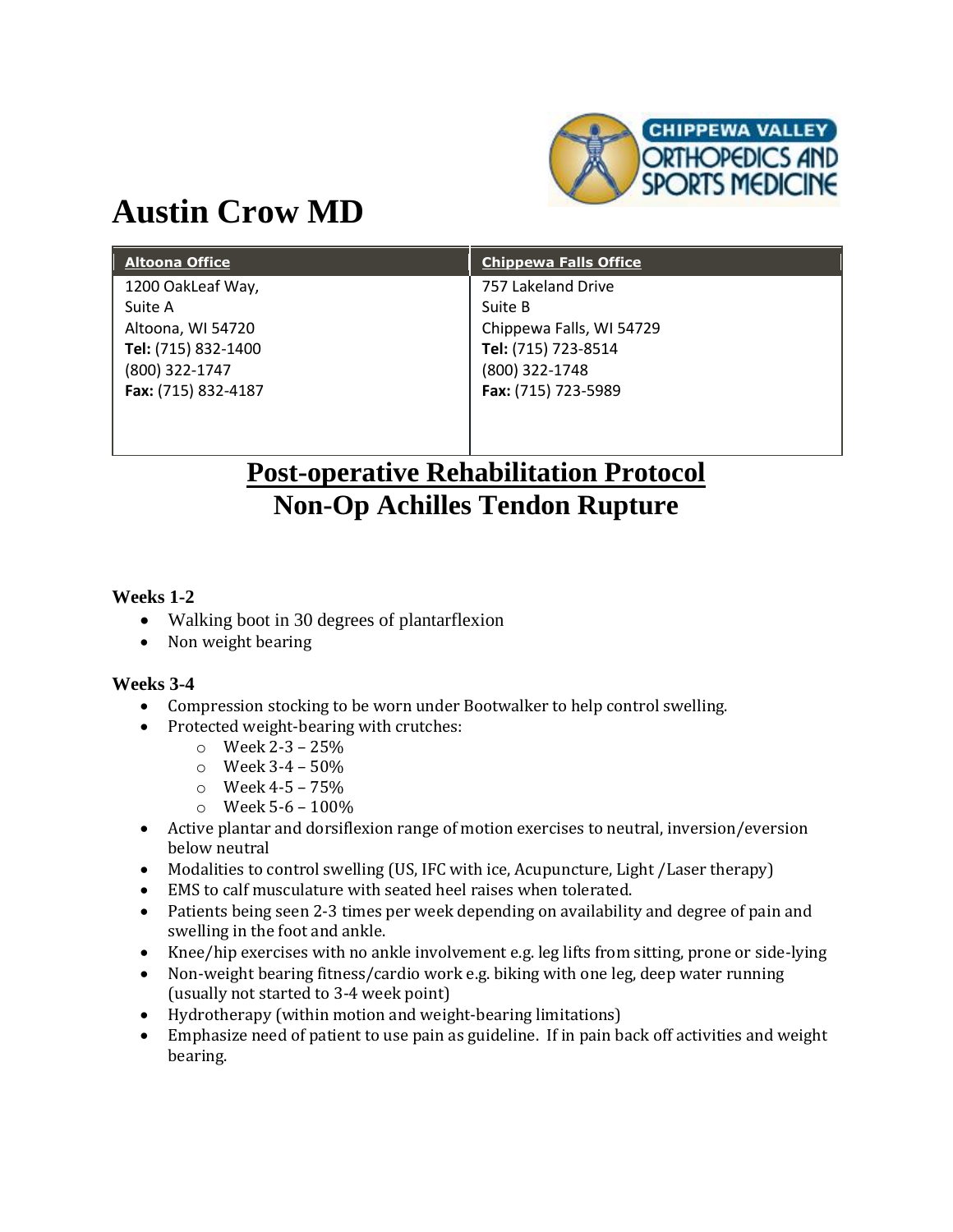# Austin Crow MD

| Altoona Office | Chippewa Falls Office |
|---|---|
| 1200 OakLeaf Way,<br>Suite A<br>Altoona, WI 54720<br>**Tel:** (715) 832-1400<br>(800) 322-1747<br>**Fax:** (715) 832-4187 | 757 Lakeland Drive<br>Suite B<br>Chippewa Falls, WI 54729<br>**Tel:** (715) 723-8514<br>(800) 322-1748<br>**Fax:** (715) 723-5989 |

## Post-operative Rehabilitation Protocol
## Non-Op Achilles Tendon Rupture

### Weeks 1-2

- Walking boot in 30 degrees of plantarflexion
- Non weight bearing

### Weeks 3-4

- Compression stocking to be worn under Bootwalker to help control swelling.
- Protected weight-bearing with crutches:
    - Week 2-3 – 25%
    - Week 3-4 – 50%
    - Week 4-5 – 75%
    - Week 5-6 – 100%
- Active plantar and dorsiflexion range of motion exercises to neutral, inversion/eversion below neutral
- Modalities to control swelling (US, IFC with ice, Acupuncture, Light /Laser therapy)
- EMS to calf musculature with seated heel raises when tolerated.
- Patients being seen 2-3 times per week depending on availability and degree of pain and swelling in the foot and ankle.
- Knee/hip exercises with no ankle involvement e.g. leg lifts from sitting, prone or side-lying
- Non-weight bearing fitness/cardio work e.g. biking with one leg, deep water running (usually not started to 3-4 week point)
- Hydrotherapy (within motion and weight-bearing limitations)
- Emphasize need of patient to use pain as guideline. If in pain back off activities and weight bearing.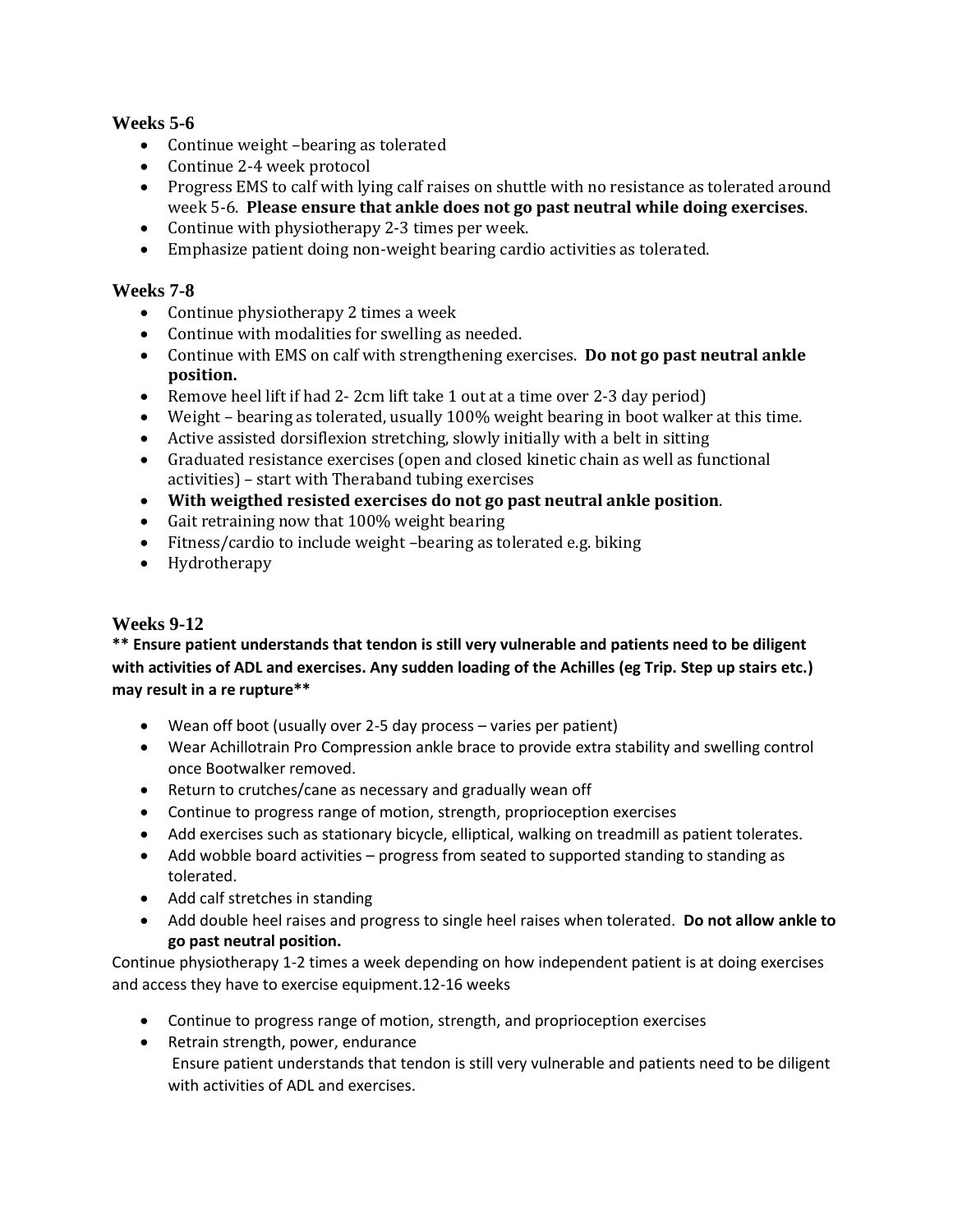### Weeks 5-6

- Continue weight –bearing as tolerated
- Continue 2-4 week protocol
- Progress EMS to calf with lying calf raises on shuttle with no resistance as tolerated around week 5-6. **Please ensure that ankle does not go past neutral while doing exercises**.
- Continue with physiotherapy 2-3 times per week.
- Emphasize patient doing non-weight bearing cardio activities as tolerated.

### Weeks 7-8

- Continue physiotherapy 2 times a week
- Continue with modalities for swelling as needed.
- Continue with EMS on calf with strengthening exercises. **Do not go past neutral ankle position.**
- Remove heel lift if had 2- 2cm lift take 1 out at a time over 2-3 day period)
- Weight – bearing as tolerated, usually 100% weight bearing in boot walker at this time.
- Active assisted dorsiflexion stretching, slowly initially with a belt in sitting
- Graduated resistance exercises (open and closed kinetic chain as well as functional activities) – start with Theraband tubing exercises
- **With weigthed resisted exercises do not go past neutral ankle position**.
- Gait retraining now that 100% weight bearing
- Fitness/cardio to include weight –bearing as tolerated e.g. biking
- Hydrotherapy

### Weeks 9-12

**** Ensure patient understands that tendon is still very vulnerable and patients need to be diligent with activities of ADL and exercises. Any sudden loading of the Achilles (eg Trip. Step up stairs etc.) may result in a re rupture****

- Wean off boot (usually over 2-5 day process – varies per patient)
- Wear Achillotrain Pro Compression ankle brace to provide extra stability and swelling control once Bootwalker removed.
- Return to crutches/cane as necessary and gradually wean off
- Continue to progress range of motion, strength, proprioception exercises
- Add exercises such as stationary bicycle, elliptical, walking on treadmill as patient tolerates.
- Add wobble board activities – progress from seated to supported standing to standing as tolerated.
- Add calf stretches in standing
- Add double heel raises and progress to single heel raises when tolerated. **Do not allow ankle to go past neutral position.**

Continue physiotherapy 1-2 times a week depending on how independent patient is at doing exercises and access they have to exercise equipment.12-16 weeks

- Continue to progress range of motion, strength, and proprioception exercises
- Retrain strength, power, endurance
  Ensure patient understands that tendon is still very vulnerable and patients need to be diligent with activities of ADL and exercises.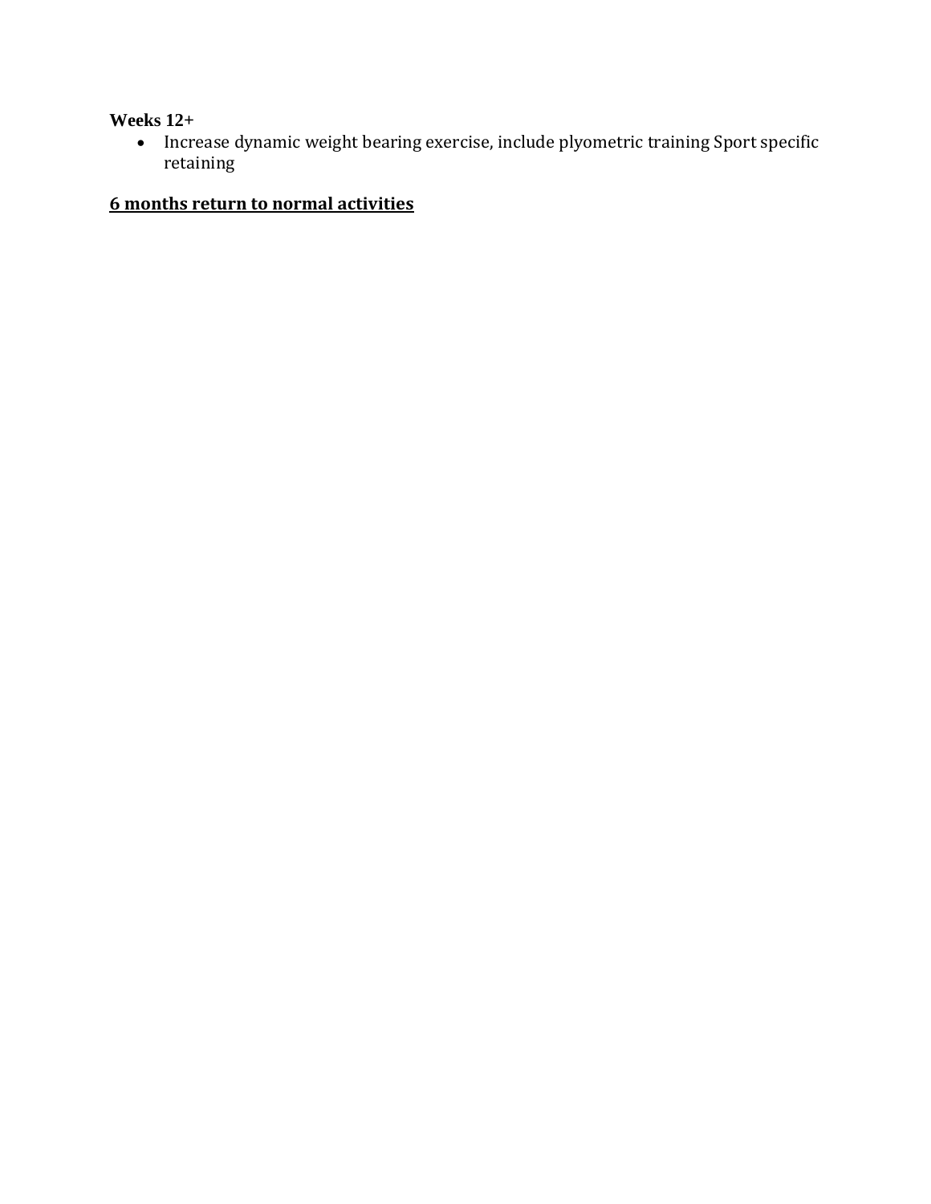**Weeks 12+**

- Increase dynamic weight bearing exercise, include plyometric training Sport specific retaining

**<u>6 months return to normal activities</u>**